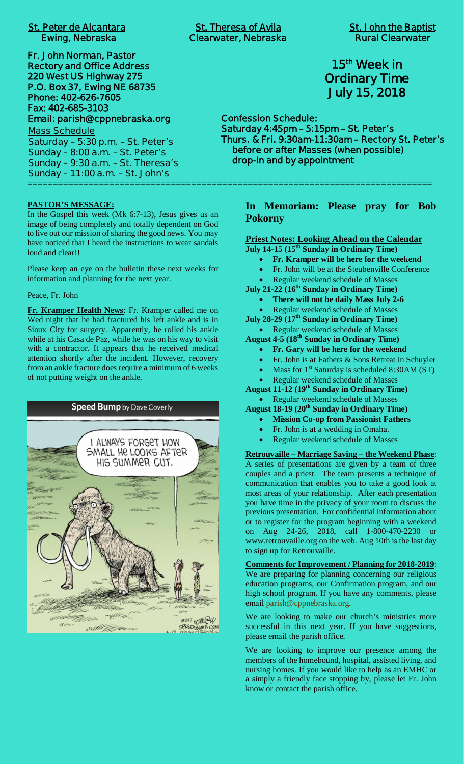**St. Peter de Alcantara**
**Ewing, Nebraska**

**St. Theresa of Avila**
**Clearwater, Nebraska**

**St. John the Baptist**
**Rural Clearwater**

**Fr. John Norman, Pastor**
**Rectory and Office Address**
**220 West US Highway 275**
**P.O. Box 37, Ewing NE 68735**
**Phone: 402-626-7605**
**Fax: 402-685-3103**
**Email: parish@cppnebraska.org**

Mass Schedule
Saturday – 5:30 p.m. – St. Peter's
Sunday – 8:00 a.m. – St. Peter's
Sunday – 9:30 a.m. – St. Theresa's
Sunday – 11:00 a.m. – St. John's

# 15th Week in Ordinary Time
# July 15, 2018

**Confession Schedule:**
**Saturday 4:45pm – 5:15pm – St. Peter's**
**Thurs. & Fri. 9:30am-11:30am – Rectory St. Peter's**
**before or after Masses (when possible)**
**drop-in and by appointment**

---

**PASTOR'S MESSAGE:**

In the Gospel this week (Mk 6:7-13), Jesus gives us an image of being completely and totally dependent on God to live out our mission of sharing the good news. You may have noticed that I heard the instructions to wear sandals loud and clear!!

Please keep an eye on the bulletin these next weeks for information and planning for the next year.

Peace, Fr. John

**Fr. Kramper Health News**: Fr. Kramper called me on Wed night that he had fractured his left ankle and is in Sioux City for surgery. Apparently, he rolled his ankle while at his Casa de Paz, while he was on his way to visit with a contractor. It appears that he received medical attention shortly after the incident. However, recovery from an ankle fracture does require a minimum of 6 weeks of not putting weight on the ankle.

**Speed Bump** by Dave Coverly

I ALWAYS FORGET HOW SMALL HE LOOKS AFTER HIS SUMMER CUT.

## In Memoriam: Please pray for Bob Pokorny

**Priest Notes: Looking Ahead on the Calendar**

**July 14-15 (15th Sunday in Ordinary Time)**
- **Fr. Kramper will be here for the weekend**
- Fr. John will be at the Steubenville Conference
- Regular weekend schedule of Masses

**July 21-22 (16th Sunday in Ordinary Time)**
- **There will not be daily Mass July 2-6**
- Regular weekend schedule of Masses

**July 28-29 (17th Sunday in Ordinary Time)**
- Regular weekend schedule of Masses

**August 4-5 (18th Sunday in Ordinary Time)**
- **Fr. Gary will be here for the weekend**
- Fr. John is at Fathers & Sons Retreat in Schuyler
- Mass for 1st Saturday is scheduled 8:30AM (ST)
- Regular weekend schedule of Masses

**August 11-12 (19th Sunday in Ordinary Time)**
- Regular weekend schedule of Masses

**August 18-19 (20th Sunday in Ordinary Time)**
- **Mission Co-op from Passionist Fathers**
- Fr. John is at a wedding in Omaha.
- Regular weekend schedule of Masses

**Retrouvaille – Marriage Saving – the Weekend Phase**: A series of presentations are given by a team of three couples and a priest. The team presents a technique of communication that enables you to take a good look at most areas of your relationship. After each presentation you have time in the privacy of your room to discuss the previous presentation. For confidential information about or to register for the program beginning with a weekend on Aug 24-26, 2018, call 1-800-470-2230 or www.retrouvaille.org on the web. Aug 10th is the last day to sign up for Retrouvaille.

**Comments for Improvement / Planning for 2018-2019**: We are preparing for planning concerning our religious education programs, our Confirmation program, and our high school program. If you have any comments, please email parish@cppnebraska.org.

We are looking to make our church's ministries more successful in this next year. If you have suggestions, please email the parish office.

We are looking to improve our presence among the members of the homebound, hospital, assisted living, and nursing homes. If you would like to help as an EMHC or a simply a friendly face stopping by, please let Fr. John know or contact the parish office.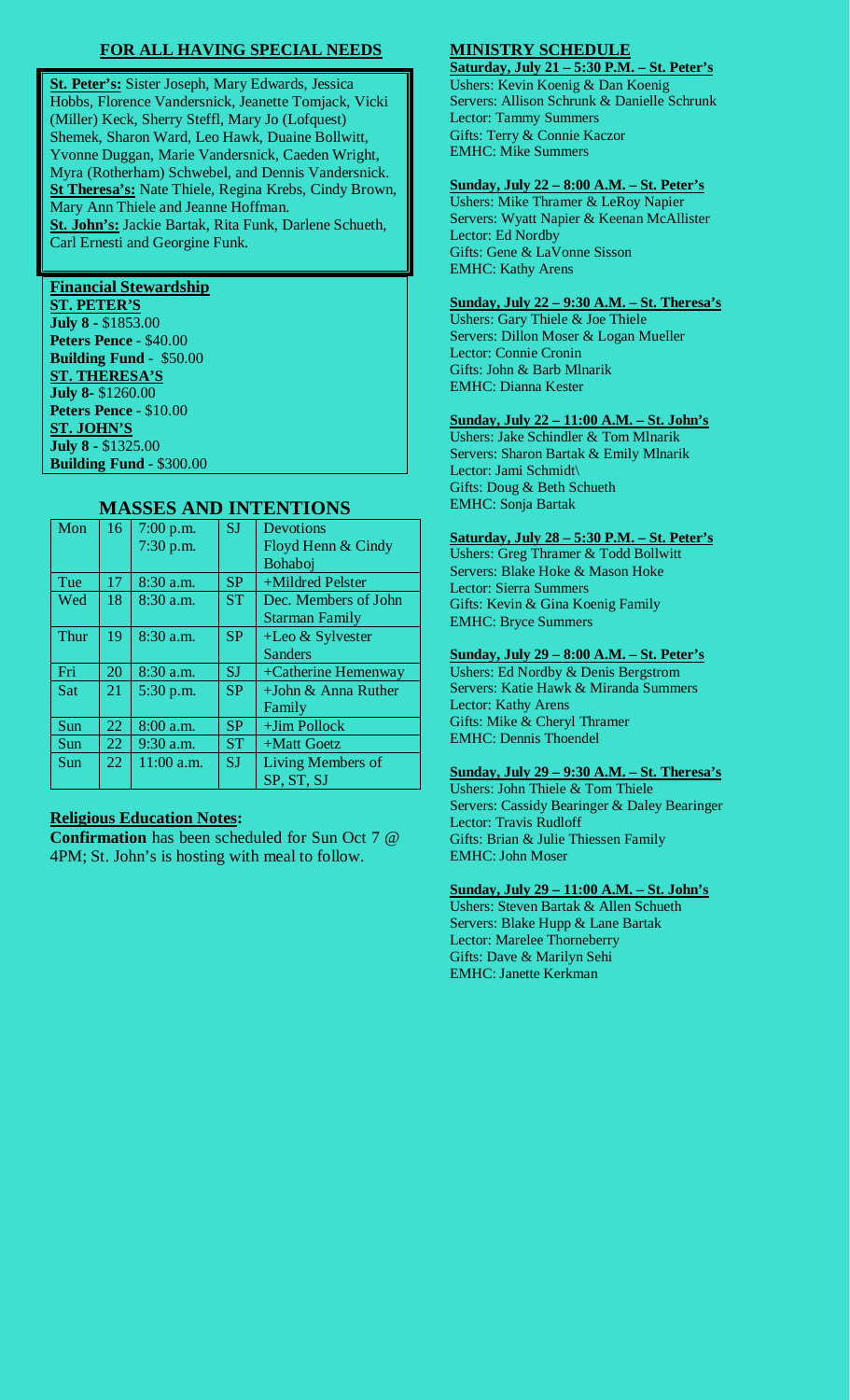## FOR ALL HAVING SPECIAL NEEDS

**St. Peter's:** Sister Joseph, Mary Edwards, Jessica Hobbs, Florence Vandersnick, Jeanette Tomjack, Vicki (Miller) Keck, Sherry Steffl, Mary Jo (Lofquest) Shemek, Sharon Ward, Leo Hawk, Duaine Bollwitt, Yvonne Duggan, Marie Vandersnick, Caeden Wright, Myra (Rotherham) Schwebel, and Dennis Vandersnick.
**St Theresa's:** Nate Thiele, Regina Krebs, Cindy Brown, Mary Ann Thiele and Jeanne Hoffman.
**St. John's:** Jackie Bartak, Rita Funk, Darlene Schueth, Carl Ernesti and Georgine Funk.

**Financial Stewardship**
**ST. PETER'S**
**July 8** - $1853.00
**Peters Pence** - $40.00
**Building Fund** - $50.00
**ST. THERESA'S**
**July 8**- $1260.00
**Peters Pence** - $10.00
**ST. JOHN'S**
**July 8** - $1325.00
**Building Fund** - $300.00

## MASSES AND INTENTIONS

| | | | | |
|---|---|---|---|---|
| Mon | 16 | 7:00 p.m.<br>7:30 p.m. | SJ | Devotions<br>Floyd Henn & Cindy Bohaboj |
| Tue | 17 | 8:30 a.m. | SP | +Mildred Pelster |
| Wed | 18 | 8:30 a.m. | ST | Dec. Members of John Starman Family |
| Thur | 19 | 8:30 a.m. | SP | +Leo & Sylvester Sanders |
| Fri | 20 | 8:30 a.m. | SJ | +Catherine Hemenway |
| Sat | 21 | 5:30 p.m. | SP | +John & Anna Ruther Family |
| Sun | 22 | 8:00 a.m. | SP | +Jim Pollock |
| Sun | 22 | 9:30 a.m. | ST | +Matt Goetz |
| Sun | 22 | 11:00 a.m. | SJ | Living Members of SP, ST, SJ |

**Religious Education Notes:**
**Confirmation** has been scheduled for Sun Oct 7 @ 4PM; St. John's is hosting with meal to follow.

## MINISTRY SCHEDULE

**Saturday, July 21 – 5:30 P.M. – St. Peter's**
Ushers: Kevin Koenig & Dan Koenig
Servers: Allison Schrunk & Danielle Schrunk
Lector: Tammy Summers
Gifts: Terry & Connie Kaczor
EMHC: Mike Summers

**Sunday, July 22 – 8:00 A.M. – St. Peter's**
Ushers: Mike Thramer & LeRoy Napier
Servers: Wyatt Napier & Keenan McAllister
Lector: Ed Nordby
Gifts: Gene & LaVonne Sisson
EMHC: Kathy Arens

**Sunday, July 22 – 9:30 A.M. – St. Theresa's**
Ushers: Gary Thiele & Joe Thiele
Servers: Dillon Moser & Logan Mueller
Lector: Connie Cronin
Gifts: John & Barb Mlnarik
EMHC: Dianna Kester

**Sunday, July 22 – 11:00 A.M. – St. John's**
Ushers: Jake Schindler & Tom Mlnarik
Servers: Sharon Bartak & Emily Mlnarik
Lector: Jami Schmidt\
Gifts: Doug & Beth Schueth
EMHC: Sonja Bartak

**Saturday, July 28 – 5:30 P.M. – St. Peter's**
Ushers: Greg Thramer & Todd Bollwitt
Servers: Blake Hoke & Mason Hoke
Lector: Sierra Summers
Gifts: Kevin & Gina Koenig Family
EMHC: Bryce Summers

**Sunday, July 29 – 8:00 A.M. – St. Peter's**
Ushers: Ed Nordby & Denis Bergstrom
Servers: Katie Hawk & Miranda Summers
Lector: Kathy Arens
Gifts: Mike & Cheryl Thramer
EMHC: Dennis Thoendel

**Sunday, July 29 – 9:30 A.M. – St. Theresa's**
Ushers: John Thiele & Tom Thiele
Servers: Cassidy Bearinger & Daley Bearinger
Lector: Travis Rudloff
Gifts: Brian & Julie Thiessen Family
EMHC: John Moser

**Sunday, July 29 – 11:00 A.M. – St. John's**
Ushers: Steven Bartak & Allen Schueth
Servers: Blake Hupp & Lane Bartak
Lector: Marelee Thorneberry
Gifts: Dave & Marilyn Sehi
EMHC: Janette Kerkman